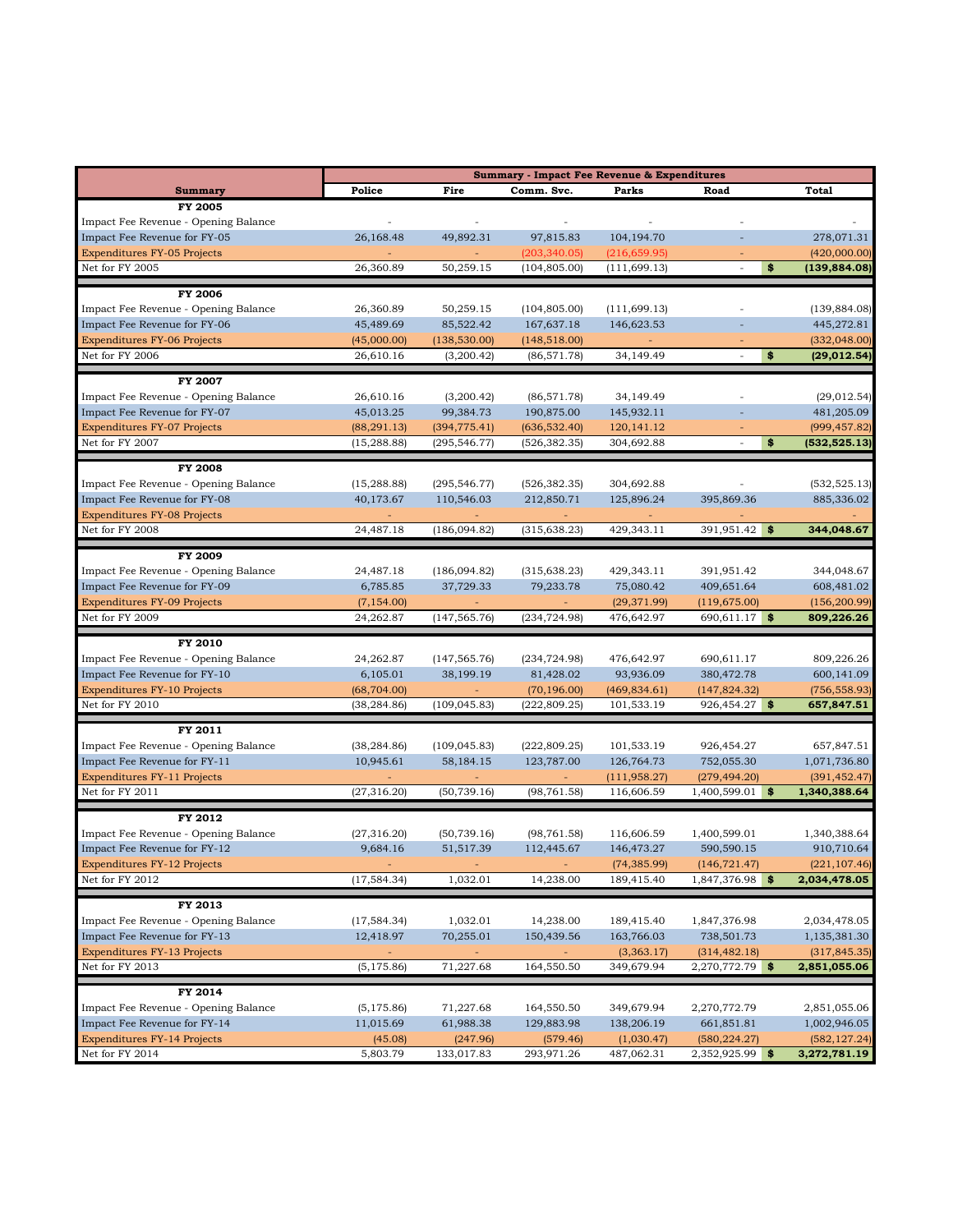| Summary | Summary - Impact Fee Revenue & Expenditures | | | | | |
|---|---|---|---|---|---|---|
| | Police | Fire | Comm. Svc. | Parks | Road | Total |
| **FY 2005** | | | | | | |
| Impact Fee Revenue - Opening Balance | - | - | - | - | - | - |
| Impact Fee Revenue for FY-05 | 26,168.48 | 49,892.31 | 97,815.83 | 104,194.70 | - | 278,071.31 |
| Expenditures FY-05 Projects | - | - | (203,340.05) | (216,659.95) | - | (420,000.00) |
| Net for FY 2005 | 26,360.89 | 50,259.15 | (104,805.00) | (111,699.13) | - | $ **(139,884.08)** |
| **FY 2006** | | | | | | |
| Impact Fee Revenue - Opening Balance | 26,360.89 | 50,259.15 | (104,805.00) | (111,699.13) | - | (139,884.08) |
| Impact Fee Revenue for FY-06 | 45,489.69 | 85,522.42 | 167,637.18 | 146,623.53 | - | 445,272.81 |
| Expenditures FY-06 Projects | (45,000.00) | (138,530.00) | (148,518.00) | - | - | (332,048.00) |
| Net for FY 2006 | 26,610.16 | (3,200.42) | (86,571.78) | 34,149.49 | - | $ **(29,012.54)** |
| **FY 2007** | | | | | | |
| Impact Fee Revenue - Opening Balance | 26,610.16 | (3,200.42) | (86,571.78) | 34,149.49 | - | (29,012.54) |
| Impact Fee Revenue for FY-07 | 45,013.25 | 99,384.73 | 190,875.00 | 145,932.11 | - | 481,205.09 |
| Expenditures FY-07 Projects | (88,291.13) | (394,775.41) | (636,532.40) | 120,141.12 | - | (999,457.82) |
| Net for FY 2007 | (15,288.88) | (295,546.77) | (526,382.35) | 304,692.88 | - | $ **(532,525.13)** |
| **FY 2008** | | | | | | |
| Impact Fee Revenue - Opening Balance | (15,288.88) | (295,546.77) | (526,382.35) | 304,692.88 | - | (532,525.13) |
| Impact Fee Revenue for FY-08 | 40,173.67 | 110,546.03 | 212,850.71 | 125,896.24 | 395,869.36 | 885,336.02 |
| Expenditures FY-08 Projects | - | - | - | - | - | - |
| Net for FY 2008 | 24,487.18 | (186,094.82) | (315,638.23) | 429,343.11 | 391,951.42 | $ **344,048.67** |
| **FY 2009** | | | | | | |
| Impact Fee Revenue - Opening Balance | 24,487.18 | (186,094.82) | (315,638.23) | 429,343.11 | 391,951.42 | 344,048.67 |
| Impact Fee Revenue for FY-09 | 6,785.85 | 37,729.33 | 79,233.78 | 75,080.42 | 409,651.64 | 608,481.02 |
| Expenditures FY-09 Projects | (7,154.00) | - | - | (29,371.99) | (119,675.00) | (156,200.99) |
| Net for FY 2009 | 24,262.87 | (147,565.76) | (234,724.98) | 476,642.97 | 690,611.17 | $ **809,226.26** |
| **FY 2010** | | | | | | |
| Impact Fee Revenue - Opening Balance | 24,262.87 | (147,565.76) | (234,724.98) | 476,642.97 | 690,611.17 | 809,226.26 |
| Impact Fee Revenue for FY-10 | 6,105.01 | 38,199.19 | 81,428.02 | 93,936.09 | 380,472.78 | 600,141.09 |
| Expenditures FY-10 Projects | (68,704.00) | - | (70,196.00) | (469,834.61) | (147,824.32) | (756,558.93) |
| Net for FY 2010 | (38,284.86) | (109,045.83) | (222,809.25) | 101,533.19 | 926,454.27 | $ **657,847.51** |
| **FY 2011** | | | | | | |
| Impact Fee Revenue - Opening Balance | (38,284.86) | (109,045.83) | (222,809.25) | 101,533.19 | 926,454.27 | 657,847.51 |
| Impact Fee Revenue for FY-11 | 10,945.61 | 58,184.15 | 123,787.00 | 126,764.73 | 752,055.30 | 1,071,736.80 |
| Expenditures FY-11 Projects | - | - | - | (111,958.27) | (279,494.20) | (391,452.47) |
| Net for FY 2011 | (27,316.20) | (50,739.16) | (98,761.58) | 116,606.59 | 1,400,599.01 | $ **1,340,388.64** |
| **FY 2012** | | | | | | |
| Impact Fee Revenue - Opening Balance | (27,316.20) | (50,739.16) | (98,761.58) | 116,606.59 | 1,400,599.01 | 1,340,388.64 |
| Impact Fee Revenue for FY-12 | 9,684.16 | 51,517.39 | 112,445.67 | 146,473.27 | 590,590.15 | 910,710.64 |
| Expenditures FY-12 Projects | - | - | - | (74,385.99) | (146,721.47) | (221,107.46) |
| Net for FY 2012 | (17,584.34) | 1,032.01 | 14,238.00 | 189,415.40 | 1,847,376.98 | $ **2,034,478.05** |
| **FY 2013** | | | | | | |
| Impact Fee Revenue - Opening Balance | (17,584.34) | 1,032.01 | 14,238.00 | 189,415.40 | 1,847,376.98 | 2,034,478.05 |
| Impact Fee Revenue for FY-13 | 12,418.97 | 70,255.01 | 150,439.56 | 163,766.03 | 738,501.73 | 1,135,381.30 |
| Expenditures FY-13 Projects | - | - | - | (3,363.17) | (314,482.18) | (317,845.35) |
| Net for FY 2013 | (5,175.86) | 71,227.68 | 164,550.50 | 349,679.94 | 2,270,772.79 | $ **2,851,055.06** |
| **FY 2014** | | | | | | |
| Impact Fee Revenue - Opening Balance | (5,175.86) | 71,227.68 | 164,550.50 | 349,679.94 | 2,270,772.79 | 2,851,055.06 |
| Impact Fee Revenue for FY-14 | 11,015.69 | 61,988.38 | 129,883.98 | 138,206.19 | 661,851.81 | 1,002,946.05 |
| Expenditures FY-14 Projects | (45.08) | (247.96) | (579.46) | (1,030.47) | (580,224.27) | (582,127.24) |
| Net for FY 2014 | 5,803.79 | 133,017.83 | 293,971.26 | 487,062.31 | 2,352,925.99 | $ **3,272,781.19** |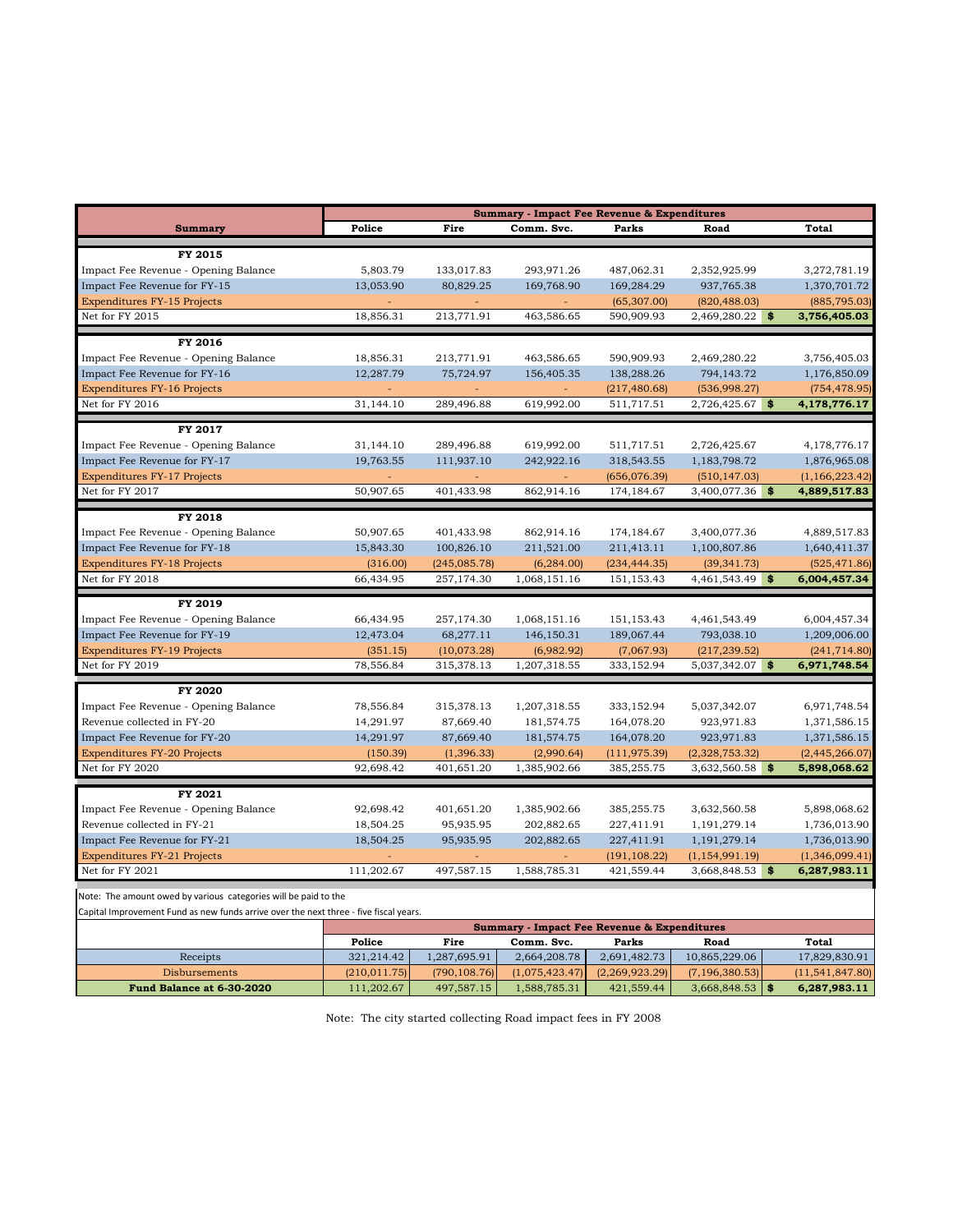| Summary | Police | Fire | Comm. Svc. | Parks | Road | Total |
|---|---|---|---|---|---|---|
| | **Summary - Impact Fee Revenue & Expenditures** | | | | | |
| **FY 2015** | | | | | | |
| Impact Fee Revenue - Opening Balance | 5,803.79 | 133,017.83 | 293,971.26 | 487,062.31 | 2,352,925.99 | 3,272,781.19 |
| Impact Fee Revenue for FY-15 | 13,053.90 | 80,829.25 | 169,768.90 | 169,284.29 | 937,765.38 | 1,370,701.72 |
| Expenditures FY-15 Projects | - | - | - | (65,307.00) | (820,488.03) | (885,795.03) |
| Net for FY 2015 | 18,856.31 | 213,771.91 | 463,586.65 | 590,909.93 | 2,469,280.22 | $ **3,756,405.03** |
| **FY 2016** | | | | | | |
| Impact Fee Revenue - Opening Balance | 18,856.31 | 213,771.91 | 463,586.65 | 590,909.93 | 2,469,280.22 | 3,756,405.03 |
| Impact Fee Revenue for FY-16 | 12,287.79 | 75,724.97 | 156,405.35 | 138,288.26 | 794,143.72 | 1,176,850.09 |
| Expenditures FY-16 Projects | - | - | - | (217,480.68) | (536,998.27) | (754,478.95) |
| Net for FY 2016 | 31,144.10 | 289,496.88 | 619,992.00 | 511,717.51 | 2,726,425.67 | $ **4,178,776.17** |
| **FY 2017** | | | | | | |
| Impact Fee Revenue - Opening Balance | 31,144.10 | 289,496.88 | 619,992.00 | 511,717.51 | 2,726,425.67 | 4,178,776.17 |
| Impact Fee Revenue for FY-17 | 19,763.55 | 111,937.10 | 242,922.16 | 318,543.55 | 1,183,798.72 | 1,876,965.08 |
| Expenditures FY-17 Projects | - | - | - | (656,076.39) | (510,147.03) | (1,166,223.42) |
| Net for FY 2017 | 50,907.65 | 401,433.98 | 862,914.16 | 174,184.67 | 3,400,077.36 | $ **4,889,517.83** |
| **FY 2018** | | | | | | |
| Impact Fee Revenue - Opening Balance | 50,907.65 | 401,433.98 | 862,914.16 | 174,184.67 | 3,400,077.36 | 4,889,517.83 |
| Impact Fee Revenue for FY-18 | 15,843.30 | 100,826.10 | 211,521.00 | 211,413.11 | 1,100,807.86 | 1,640,411.37 |
| Expenditures FY-18 Projects | (316.00) | (245,085.78) | (6,284.00) | (234,444.35) | (39,341.73) | (525,471.86) |
| Net for FY 2018 | 66,434.95 | 257,174.30 | 1,068,151.16 | 151,153.43 | 4,461,543.49 | $ **6,004,457.34** |
| **FY 2019** | | | | | | |
| Impact Fee Revenue - Opening Balance | 66,434.95 | 257,174.30 | 1,068,151.16 | 151,153.43 | 4,461,543.49 | 6,004,457.34 |
| Impact Fee Revenue for FY-19 | 12,473.04 | 68,277.11 | 146,150.31 | 189,067.44 | 793,038.10 | 1,209,006.00 |
| Expenditures FY-19 Projects | (351.15) | (10,073.28) | (6,982.92) | (7,067.93) | (217,239.52) | (241,714.80) |
| Net for FY 2019 | 78,556.84 | 315,378.13 | 1,207,318.55 | 333,152.94 | 5,037,342.07 | $ **6,971,748.54** |
| **FY 2020** | | | | | | |
| Impact Fee Revenue - Opening Balance | 78,556.84 | 315,378.13 | 1,207,318.55 | 333,152.94 | 5,037,342.07 | 6,971,748.54 |
| Revenue collected in FY-20 | 14,291.97 | 87,669.40 | 181,574.75 | 164,078.20 | 923,971.83 | 1,371,586.15 |
| Impact Fee Revenue for FY-20 | 14,291.97 | 87,669.40 | 181,574.75 | 164,078.20 | 923,971.83 | 1,371,586.15 |
| Expenditures FY-20 Projects | (150.39) | (1,396.33) | (2,990.64) | (111,975.39) | (2,328,753.32) | (2,445,266.07) |
| Net for FY 2020 | 92,698.42 | 401,651.20 | 1,385,902.66 | 385,255.75 | 3,632,560.58 | $ **5,898,068.62** |
| **FY 2021** | | | | | | |
| Impact Fee Revenue - Opening Balance | 92,698.42 | 401,651.20 | 1,385,902.66 | 385,255.75 | 3,632,560.58 | 5,898,068.62 |
| Revenue collected in FY-21 | 18,504.25 | 95,935.95 | 202,882.65 | 227,411.91 | 1,191,279.14 | 1,736,013.90 |
| Impact Fee Revenue for FY-21 | 18,504.25 | 95,935.95 | 202,882.65 | 227,411.91 | 1,191,279.14 | 1,736,013.90 |
| Expenditures FY-21 Projects | - | - | - | (191,108.22) | (1,154,991.19) | (1,346,099.41) |
| Net for FY 2021 | 111,202.67 | 497,587.15 | 1,588,785.31 | 421,559.44 | 3,668,848.53 | $ **6,287,983.11** |

Note: The amount owed by various categories will be paid to the Capital Improvement Fund as new funds arrive over the next three - five fiscal years.

| | Police | Fire | Comm. Svc. | Parks | Road | Total |
|---|---|---|---|---|---|---|
| | **Summary - Impact Fee Revenue & Expenditures** | | | | | |
| Receipts | 321,214.42 | 1,287,695.91 | 2,664,208.78 | 2,691,482.73 | 10,865,229.06 | 17,829,830.91 |
| Disbursements | (210,011.75) | (790,108.76) | (1,075,423.47) | (2,269,923.29) | (7,196,380.53) | (11,541,847.80) |
| **Fund Balance at 6-30-2020** | 111,202.67 | 497,587.15 | 1,588,785.31 | 421,559.44 | 3,668,848.53 | $ **6,287,983.11** |

Note: The city started collecting Road impact fees in FY 2008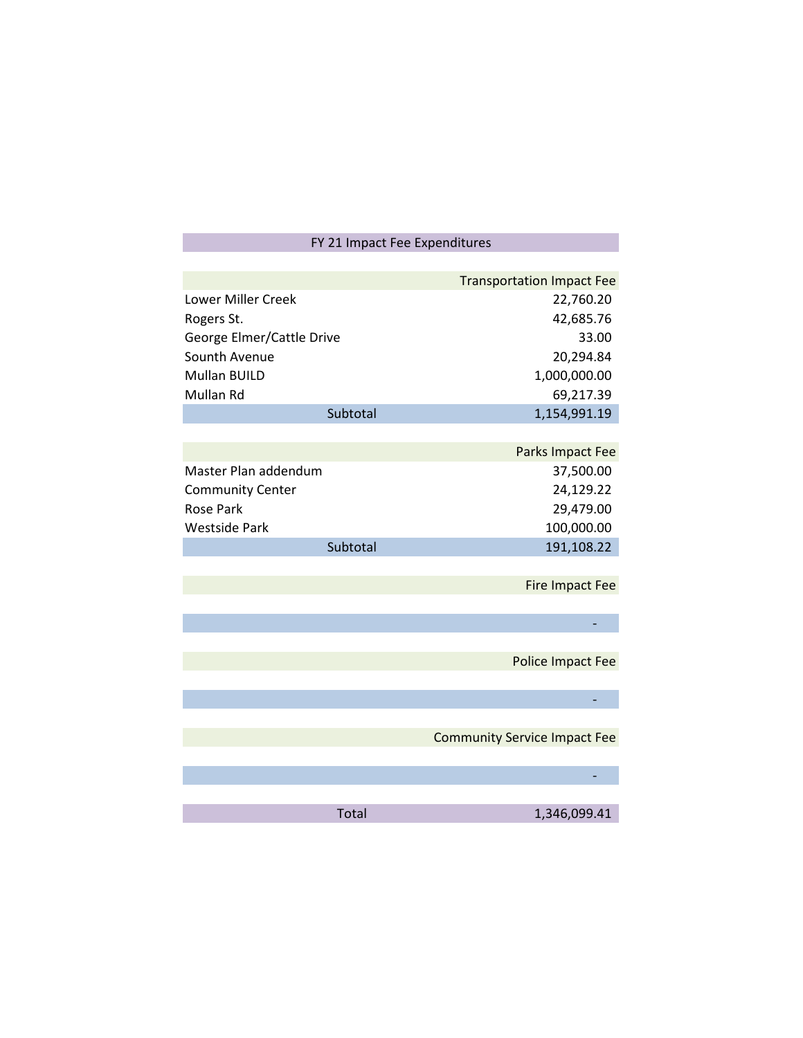## FY 21 Impact Fee Expenditures

| | Transportation Impact Fee |
|---|---|
| Lower Miller Creek | 22,760.20 |
| Rogers St. | 42,685.76 |
| George Elmer/Cattle Drive | 33.00 |
| Sounth Avenue | 20,294.84 |
| Mullan BUILD | 1,000,000.00 |
| Mullan Rd | 69,217.39 |
| Subtotal | 1,154,991.19 |
| | **Parks Impact Fee** |
| Master Plan addendum | 37,500.00 |
| Community Center | 24,129.22 |
| Rose Park | 29,479.00 |
| Westside Park | 100,000.00 |
| Subtotal | 191,108.22 |
| | **Fire Impact Fee** |
| | - |
| | **Police Impact Fee** |
| | - |
| | **Community Service Impact Fee** |
| | - |
| Total | 1,346,099.41 |